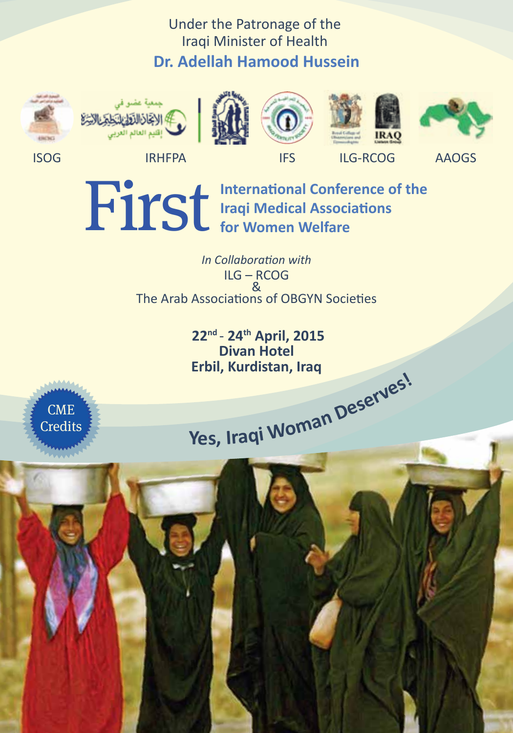Under the Patronage of the
Iraqi Minister of Health

**Dr. Adellah Hamood Hussein**

ISOG IRHFPA IFS ILG-RCOG AAOGS

# First International Conference of the Iraqi Medical Associations for Women Welfare

*In Collaboration with*
ILG – RCOG
&
The Arab Associations of OBGYN Societies

**22nd - 24th April, 2015**
**Divan Hotel**
**Erbil, Kurdistan, Iraq**

CME Credits

**Yes, Iraqi Woman Deserves!**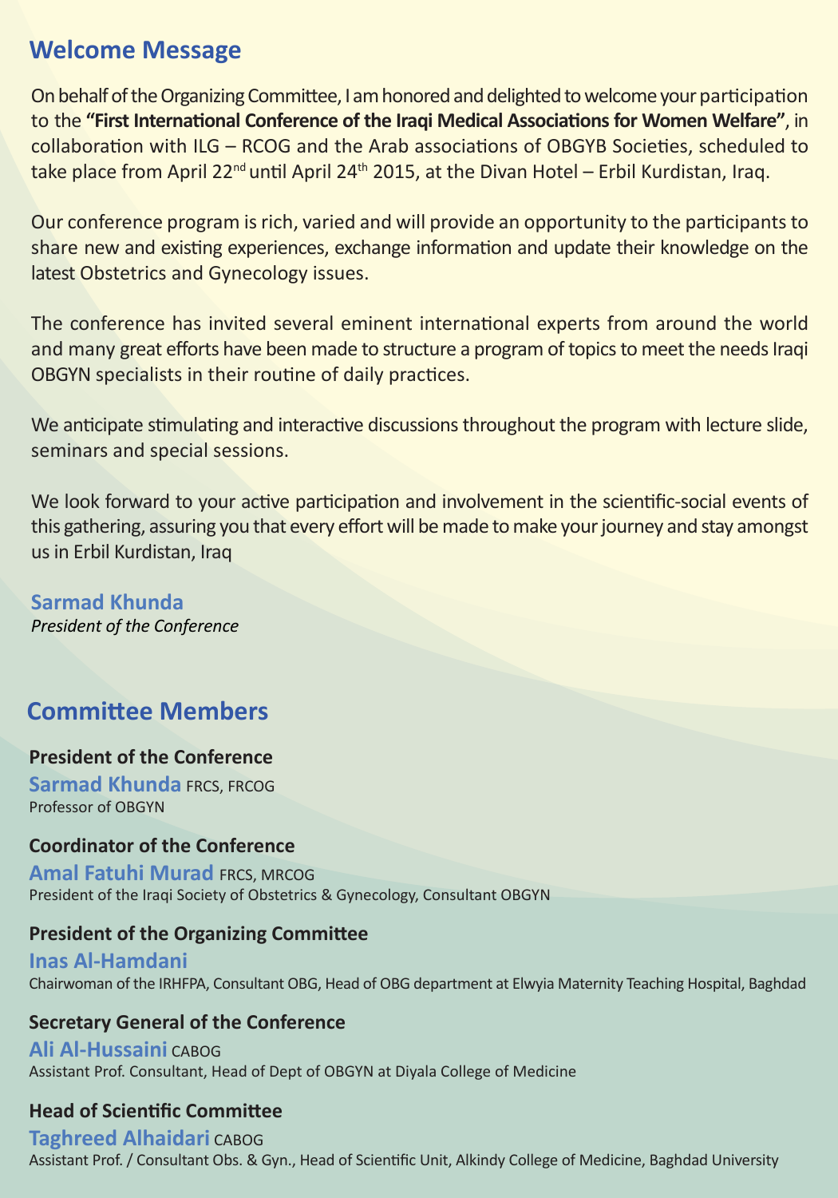## Welcome Message

On behalf of the Organizing Committee, I am honored and delighted to welcome your participation to the **"First International Conference of the Iraqi Medical Associations for Women Welfare"**, in collaboration with ILG – RCOG and the Arab associations of OBGYB Societies, scheduled to take place from April 22nd until April 24th 2015, at the Divan Hotel – Erbil Kurdistan, Iraq.

Our conference program is rich, varied and will provide an opportunity to the participants to share new and existing experiences, exchange information and update their knowledge on the latest Obstetrics and Gynecology issues.

The conference has invited several eminent international experts from around the world and many great efforts have been made to structure a program of topics to meet the needs Iraqi OBGYN specialists in their routine of daily practices.

We anticipate stimulating and interactive discussions throughout the program with lecture slide, seminars and special sessions.

We look forward to your active participation and involvement in the scientific-social events of this gathering, assuring you that every effort will be made to make your journey and stay amongst us in Erbil Kurdistan, Iraq

**Sarmad Khunda**
*President of the Conference*

## Committee Members

**President of the Conference**
**Sarmad Khunda** FRCS, FRCOG
Professor of OBGYN

**Coordinator of the Conference**
**Amal Fatuhi Murad** FRCS, MRCOG
President of the Iraqi Society of Obstetrics & Gynecology, Consultant OBGYN

**President of the Organizing Committee**
**Inas Al-Hamdani**
Chairwoman of the IRHFPA, Consultant OBG, Head of OBG department at Elwyia Maternity Teaching Hospital, Baghdad

**Secretary General of the Conference**
**Ali Al-Hussaini** CABOG
Assistant Prof. Consultant, Head of Dept of OBGYN at Diyala College of Medicine

**Head of Scientific Committee**
**Taghreed Alhaidari** CABOG
Assistant Prof. / Consultant Obs. & Gyn., Head of Scientific Unit, Alkindy College of Medicine, Baghdad University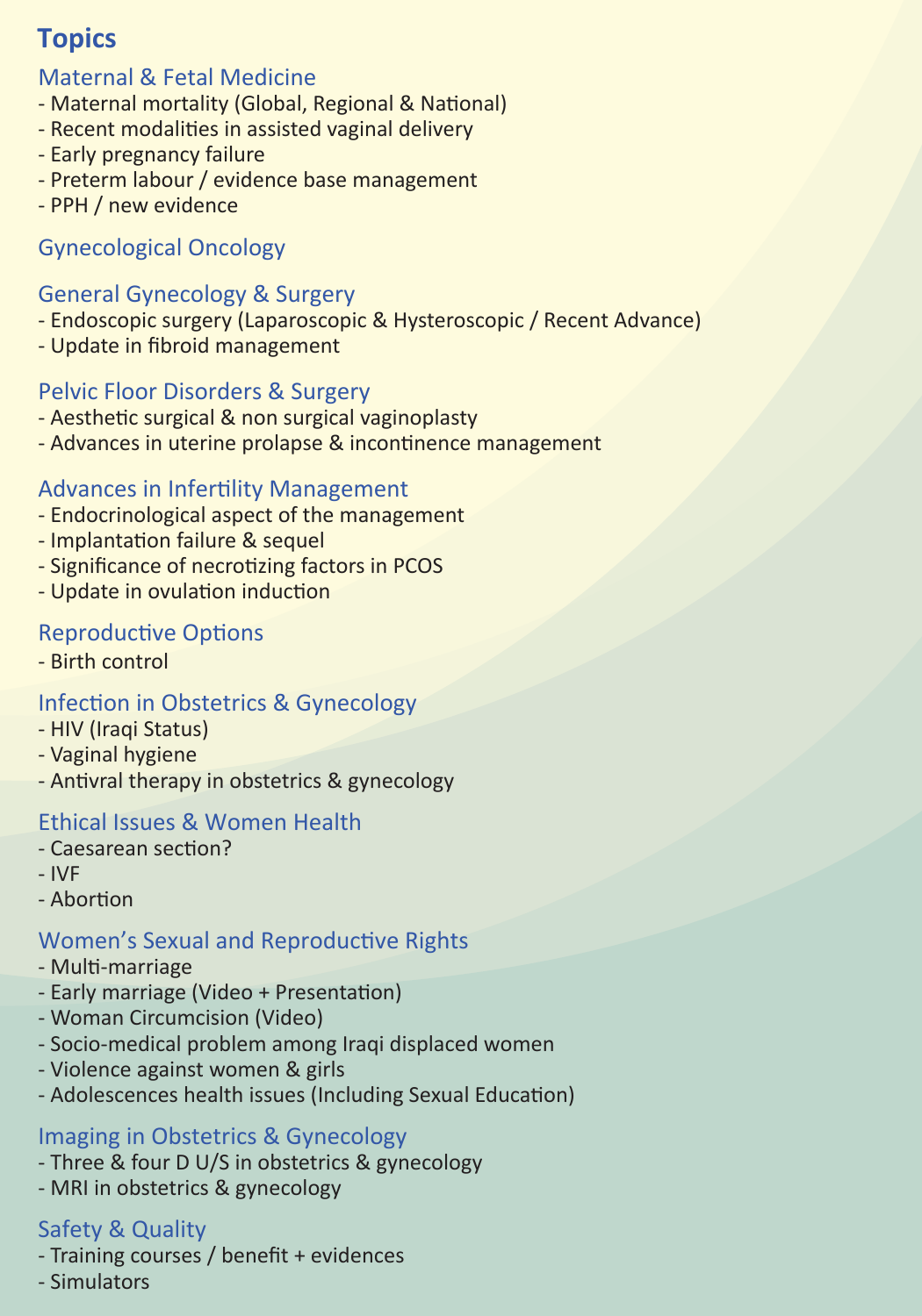## Topics

### Maternal & Fetal Medicine

- Maternal mortality (Global, Regional & National)
- Recent modalities in assisted vaginal delivery
- Early pregnancy failure
- Preterm labour / evidence base management
- PPH / new evidence

### Gynecological Oncology

### General Gynecology & Surgery

- Endoscopic surgery (Laparoscopic & Hysteroscopic / Recent Advance)
- Update in fibroid management

### Pelvic Floor Disorders & Surgery

- Aesthetic surgical & non surgical vaginoplasty
- Advances in uterine prolapse & incontinence management

### Advances in Infertility Management

- Endocrinological aspect of the management
- Implantation failure & sequel
- Significance of necrotizing factors in PCOS
- Update in ovulation induction

### Reproductive Options

- Birth control

### Infection in Obstetrics & Gynecology

- HIV (Iraqi Status)
- Vaginal hygiene
- Antivral therapy in obstetrics & gynecology

### Ethical Issues & Women Health

- Caesarean section?
- IVF
- Abortion

### Women's Sexual and Reproductive Rights

- Multi-marriage
- Early marriage (Video + Presentation)
- Woman Circumcision (Video)
- Socio-medical problem among Iraqi displaced women
- Violence against women & girls
- Adolescences health issues (Including Sexual Education)

### Imaging in Obstetrics & Gynecology

- Three & four D U/S in obstetrics & gynecology
- MRI in obstetrics & gynecology

### Safety & Quality

- Training courses / benefit + evidences
- Simulators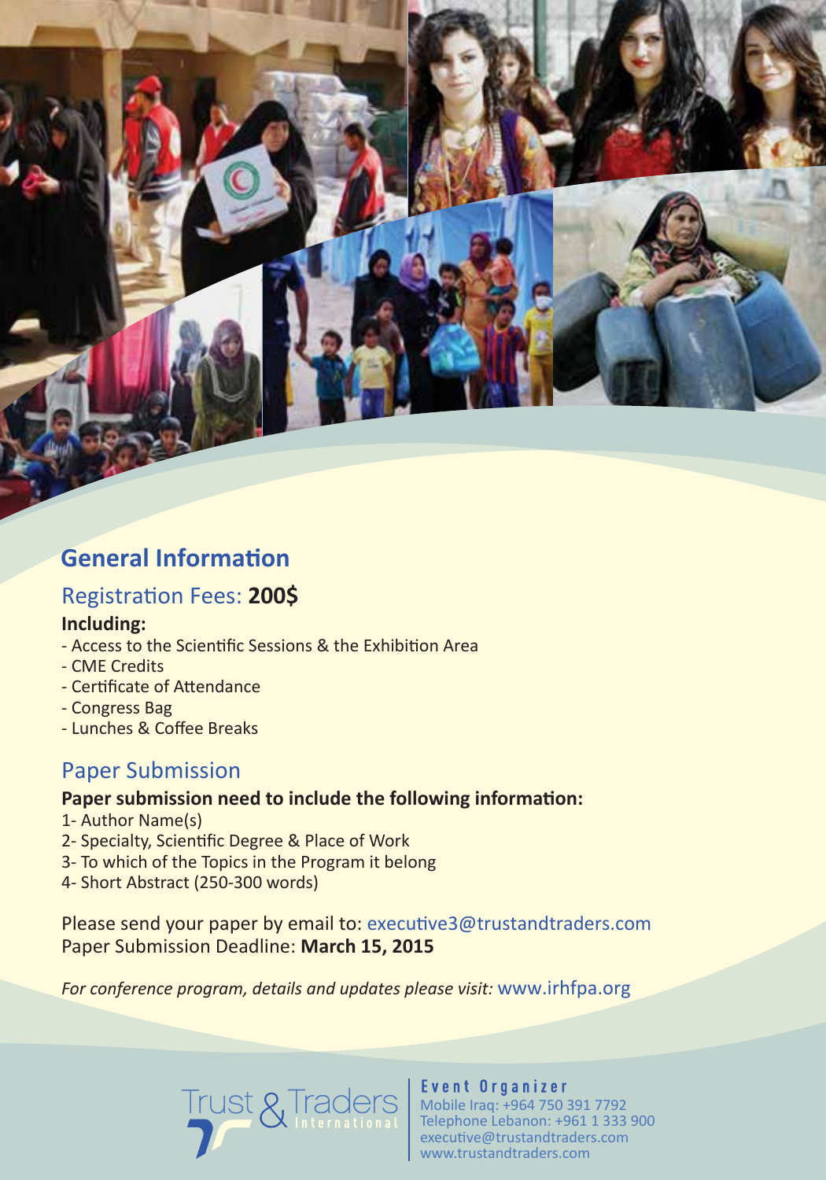## General Information

### Registration Fees: **200$**

**Including:**

- Access to the Scientific Sessions & the Exhibition Area
- CME Credits
- Certificate of Attendance
- Congress Bag
- Lunches & Coffee Breaks

### Paper Submission

**Paper submission need to include the following information:**

1- Author Name(s)
2- Specialty, Scientific Degree & Place of Work
3- To which of the Topics in the Program it belong
4- Short Abstract (250-300 words)

Please send your paper by email to: executive3@trustandtraders.com
Paper Submission Deadline: **March 15, 2015**

*For conference program, details and updates please visit:* www.irhfpa.org

Trust & Traders International

**Event Organizer**
Mobile Iraq: +964 750 391 7792
Telephone Lebanon: +961 1 333 900
executive@trustandtraders.com
www.trustandtraders.com